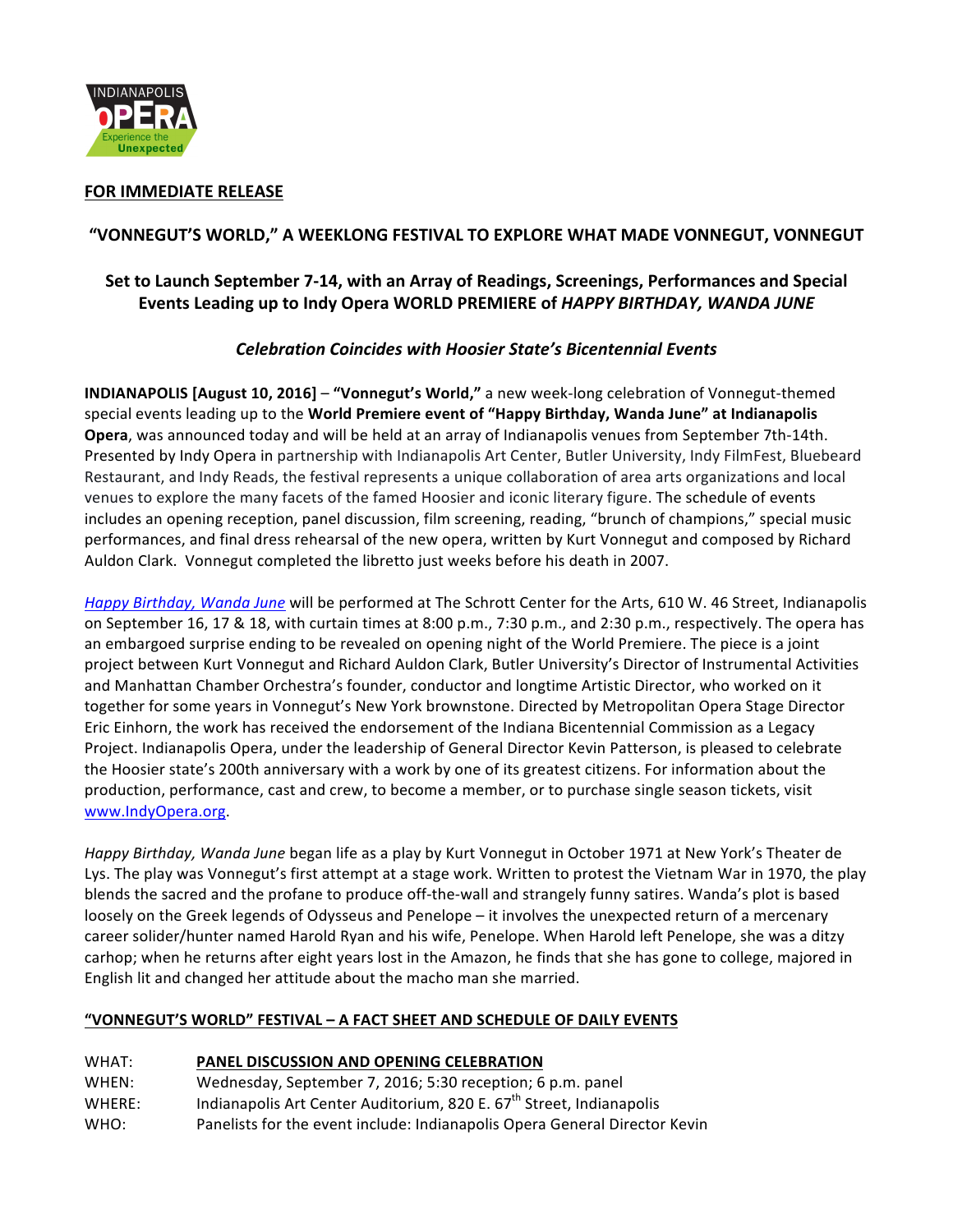**FOR IMMEDIATE RELEASE**

## "VONNEGUT'S WORLD," A WEEKLONG FESTIVAL TO EXPLORE WHAT MADE VONNEGUT, VONNEGUT

### Set to Launch September 7-14, with an Array of Readings, Screenings, Performances and Special Events Leading up to Indy Opera WORLD PREMIERE of *HAPPY BIRTHDAY, WANDA JUNE*

### *Celebration Coincides with Hoosier State's Bicentennial Events*

**INDIANAPOLIS [August 10, 2016]** – **"Vonnegut's World,"** a new week-long celebration of Vonnegut-themed special events leading up to the **World Premiere event of "Happy Birthday, Wanda June" at Indianapolis Opera**, was announced today and will be held at an array of Indianapolis venues from September 7th-14th. Presented by Indy Opera in partnership with Indianapolis Art Center, Butler University, Indy FilmFest, Bluebeard Restaurant, and Indy Reads, the festival represents a unique collaboration of area arts organizations and local venues to explore the many facets of the famed Hoosier and iconic literary figure. The schedule of events includes an opening reception, panel discussion, film screening, reading, "brunch of champions," special music performances, and final dress rehearsal of the new opera, written by Kurt Vonnegut and composed by Richard Auldon Clark. Vonnegut completed the libretto just weeks before his death in 2007.

*Happy Birthday, Wanda June* will be performed at The Schrott Center for the Arts, 610 W. 46 Street, Indianapolis on September 16, 17 & 18, with curtain times at 8:00 p.m., 7:30 p.m., and 2:30 p.m., respectively. The opera has an embargoed surprise ending to be revealed on opening night of the World Premiere. The piece is a joint project between Kurt Vonnegut and Richard Auldon Clark, Butler University's Director of Instrumental Activities and Manhattan Chamber Orchestra's founder, conductor and longtime Artistic Director, who worked on it together for some years in Vonnegut's New York brownstone. Directed by Metropolitan Opera Stage Director Eric Einhorn, the work has received the endorsement of the Indiana Bicentennial Commission as a Legacy Project. Indianapolis Opera, under the leadership of General Director Kevin Patterson, is pleased to celebrate the Hoosier state's 200th anniversary with a work by one of its greatest citizens. For information about the production, performance, cast and crew, to become a member, or to purchase single season tickets, visit www.IndyOpera.org.

*Happy Birthday, Wanda June* began life as a play by Kurt Vonnegut in October 1971 at New York's Theater de Lys. The play was Vonnegut's first attempt at a stage work. Written to protest the Vietnam War in 1970, the play blends the sacred and the profane to produce off-the-wall and strangely funny satires. Wanda's plot is based loosely on the Greek legends of Odysseus and Penelope – it involves the unexpected return of a mercenary career solider/hunter named Harold Ryan and his wife, Penelope. When Harold left Penelope, she was a ditzy carhop; when he returns after eight years lost in the Amazon, he finds that she has gone to college, majored in English lit and changed her attitude about the macho man she married.

**"VONNEGUT'S WORLD" FESTIVAL – A FACT SHEET AND SCHEDULE OF DAILY EVENTS**

WHAT: **PANEL DISCUSSION AND OPENING CELEBRATION**
WHEN: Wednesday, September 7, 2016; 5:30 reception; 6 p.m. panel
WHERE: Indianapolis Art Center Auditorium, 820 E. 67th Street, Indianapolis
WHO: Panelists for the event include: Indianapolis Opera General Director Kevin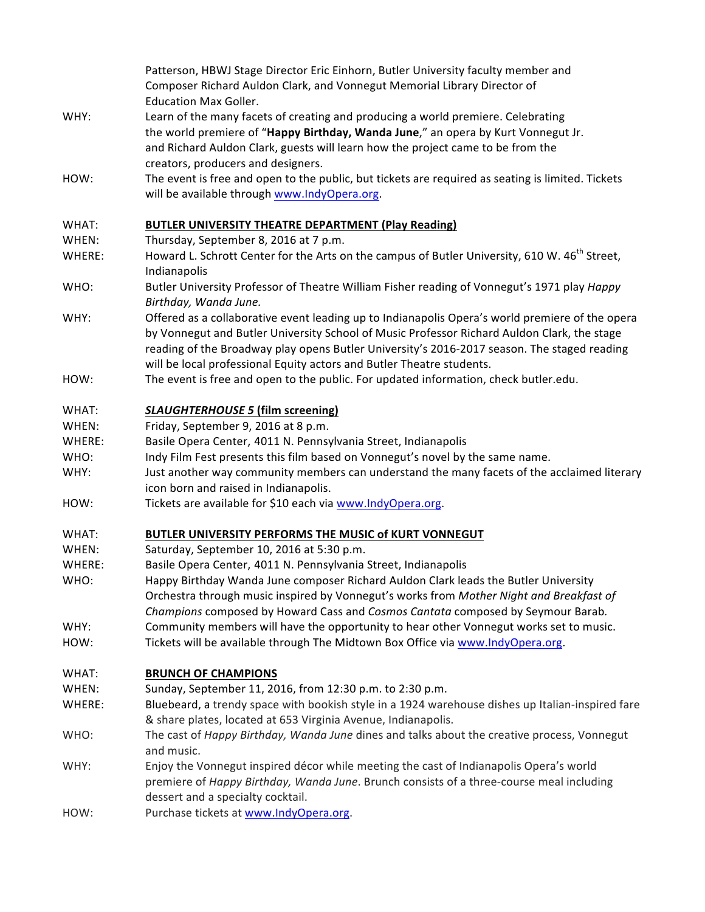Patterson, HBWJ Stage Director Eric Einhorn, Butler University faculty member and Composer Richard Auldon Clark, and Vonnegut Memorial Library Director of Education Max Goller.

WHY: Learn of the many facets of creating and producing a world premiere. Celebrating the world premiere of "**Happy Birthday, Wanda June**," an opera by Kurt Vonnegut Jr. and Richard Auldon Clark, guests will learn how the project came to be from the creators, producers and designers.

HOW: The event is free and open to the public, but tickets are required as seating is limited. Tickets will be available through [www.IndyOpera.org](www.IndyOpera.org).

WHAT: **BUTLER UNIVERSITY THEATRE DEPARTMENT (Play Reading)**

WHEN: Thursday, September 8, 2016 at 7 p.m.

WHERE: Howard L. Schrott Center for the Arts on the campus of Butler University, 610 W. 46th Street, Indianapolis

WHO: Butler University Professor of Theatre William Fisher reading of Vonnegut's 1971 play *Happy Birthday, Wanda June.*

WHY: Offered as a collaborative event leading up to Indianapolis Opera's world premiere of the opera by Vonnegut and Butler University School of Music Professor Richard Auldon Clark, the stage reading of the Broadway play opens Butler University's 2016-2017 season. The staged reading will be local professional Equity actors and Butler Theatre students.

HOW: The event is free and open to the public. For updated information, check butler.edu.

WHAT: ***SLAUGHTERHOUSE 5* (film screening)**

WHEN: Friday, September 9, 2016 at 8 p.m.

WHERE: Basile Opera Center, 4011 N. Pennsylvania Street, Indianapolis

WHO: Indy Film Fest presents this film based on Vonnegut's novel by the same name.

WHY: Just another way community members can understand the many facets of the acclaimed literary icon born and raised in Indianapolis.

HOW: Tickets are available for $10 each via [www.IndyOpera.org](www.IndyOpera.org).

WHAT: **BUTLER UNIVERSITY PERFORMS THE MUSIC of KURT VONNEGUT**

WHEN: Saturday, September 10, 2016 at 5:30 p.m.

WHERE: Basile Opera Center, 4011 N. Pennsylvania Street, Indianapolis

WHO: Happy Birthday Wanda June composer Richard Auldon Clark leads the Butler University Orchestra through music inspired by Vonnegut's works from *Mother Night and Breakfast of Champions* composed by Howard Cass and *Cosmos Cantata* composed by Seymour Barab.

WHY: Community members will have the opportunity to hear other Vonnegut works set to music.

HOW: Tickets will be available through The Midtown Box Office via [www.IndyOpera.org](www.IndyOpera.org).

WHAT: **BRUNCH OF CHAMPIONS**

WHEN: Sunday, September 11, 2016, from 12:30 p.m. to 2:30 p.m.

WHERE: Bluebeard, a trendy space with bookish style in a 1924 warehouse dishes up Italian-inspired fare & share plates, located at 653 Virginia Avenue, Indianapolis.

WHO: The cast of *Happy Birthday, Wanda June* dines and talks about the creative process, Vonnegut and music.

WHY: Enjoy the Vonnegut inspired décor while meeting the cast of Indianapolis Opera's world premiere of *Happy Birthday, Wanda June*. Brunch consists of a three-course meal including dessert and a specialty cocktail.

HOW: Purchase tickets at [www.IndyOpera.org](www.IndyOpera.org).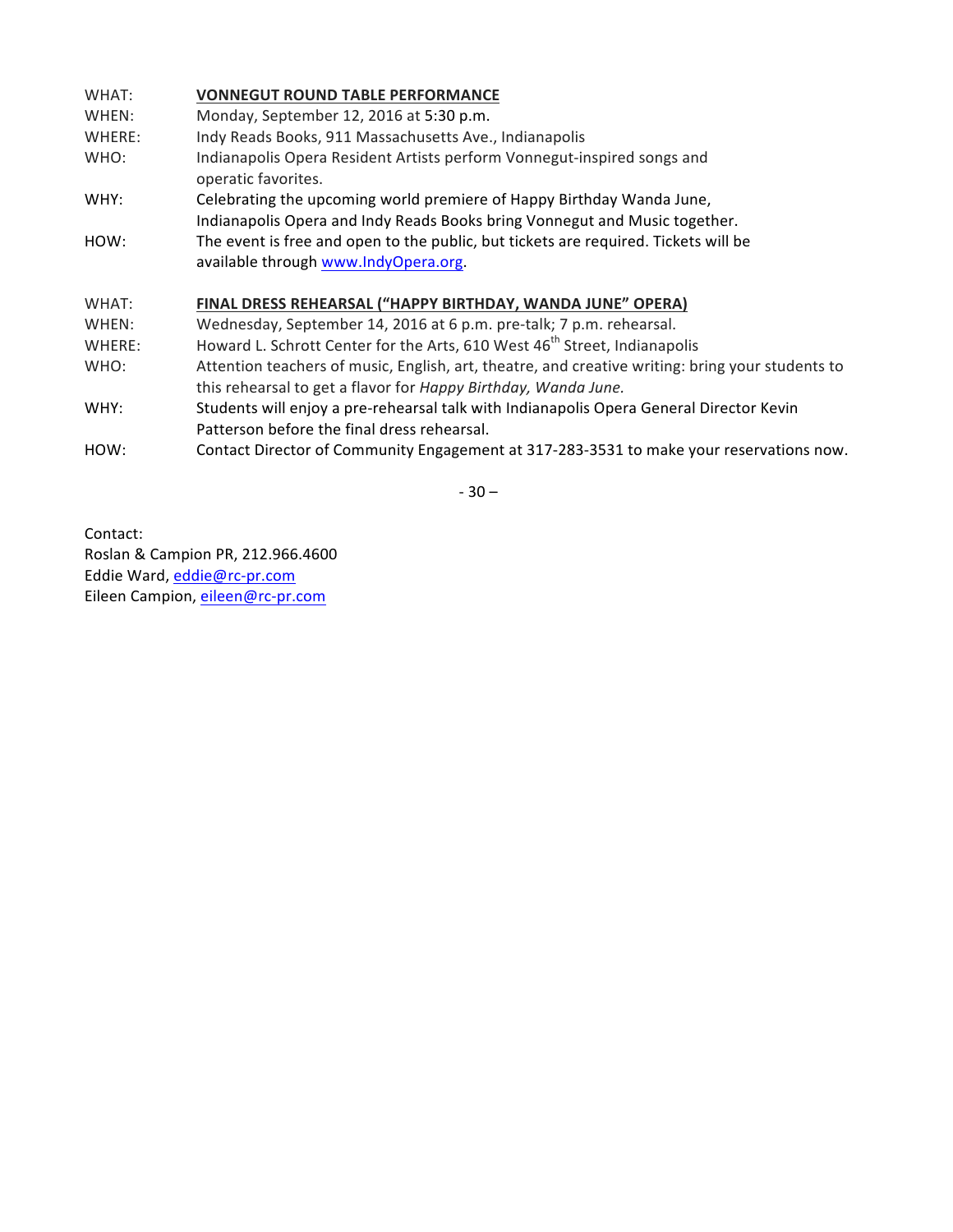| | |
|---|---|
| WHAT: | **VONNEGUT ROUND TABLE PERFORMANCE** |
| WHEN: | Monday, September 12, 2016 at 5:30 p.m. |
| WHERE: | Indy Reads Books, 911 Massachusetts Ave., Indianapolis |
| WHO: | Indianapolis Opera Resident Artists perform Vonnegut-inspired songs and operatic favorites. |
| WHY: | Celebrating the upcoming world premiere of Happy Birthday Wanda June, Indianapolis Opera and Indy Reads Books bring Vonnegut and Music together. |
| HOW: | The event is free and open to the public, but tickets are required. Tickets will be available through www.IndyOpera.org. |

| | |
|---|---|
| WHAT: | **FINAL DRESS REHEARSAL ("HAPPY BIRTHDAY, WANDA JUNE" OPERA)** |
| WHEN: | Wednesday, September 14, 2016 at 6 p.m. pre-talk; 7 p.m. rehearsal. |
| WHERE: | Howard L. Schrott Center for the Arts, 610 West 46th Street, Indianapolis |
| WHO: | Attention teachers of music, English, art, theatre, and creative writing: bring your students to this rehearsal to get a flavor for *Happy Birthday, Wanda June.* |
| WHY: | Students will enjoy a pre-rehearsal talk with Indianapolis Opera General Director Kevin Patterson before the final dress rehearsal. |
| HOW: | Contact Director of Community Engagement at 317-283-3531 to make your reservations now. |

- 30 –

Contact:
Roslan & Campion PR, 212.966.4600
Eddie Ward, eddie@rc-pr.com
Eileen Campion, eileen@rc-pr.com